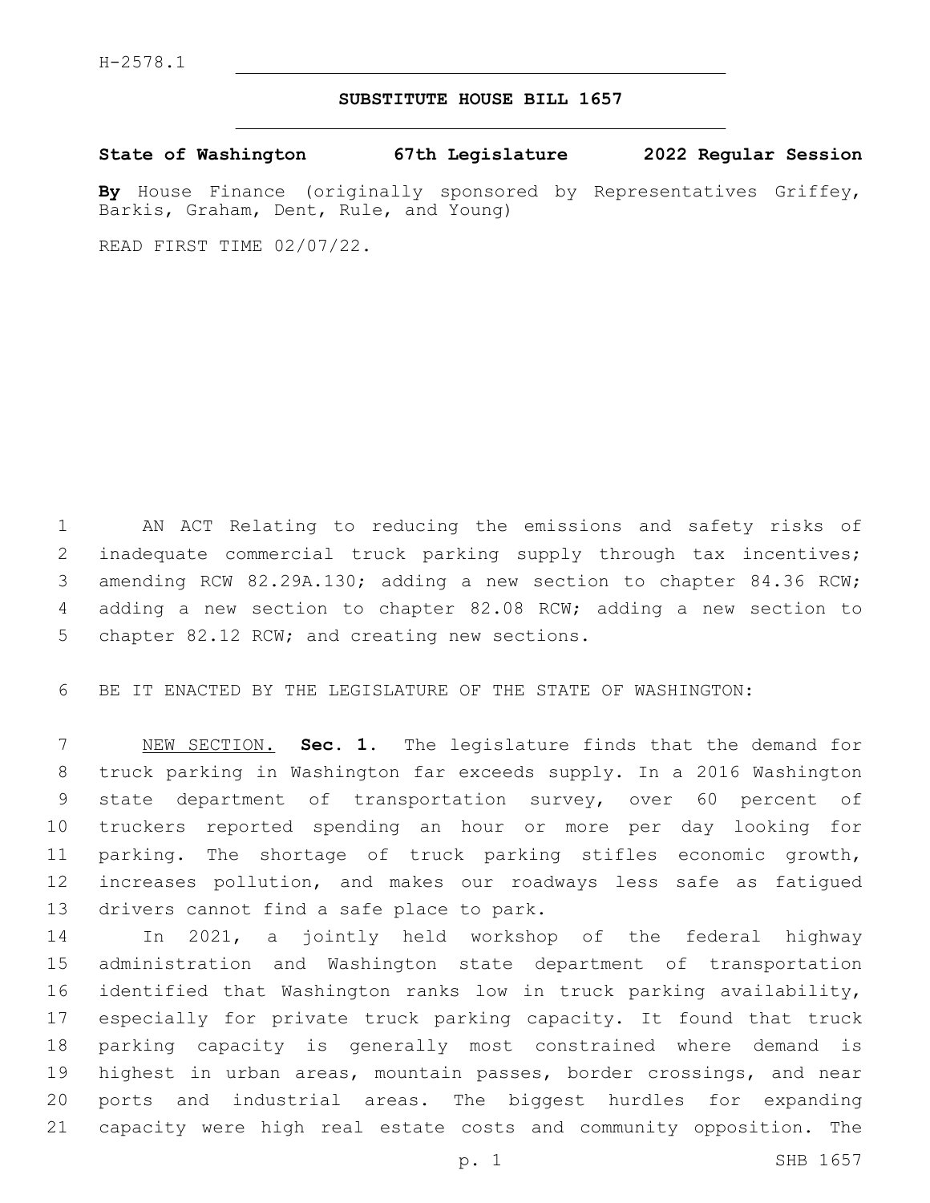H-2578.1

# SUBSTITUTE HOUSE BILL 1657

**State of Washington 67th Legislature 2022 Regular Session**

**By** House Finance (originally sponsored by Representatives Griffey, Barkis, Graham, Dent, Rule, and Young)

READ FIRST TIME 02/07/22.

AN ACT Relating to reducing the emissions and safety risks of inadequate commercial truck parking supply through tax incentives; amending RCW 82.29A.130; adding a new section to chapter 84.36 RCW; adding a new section to chapter 82.08 RCW; adding a new section to chapter 82.12 RCW; and creating new sections.

BE IT ENACTED BY THE LEGISLATURE OF THE STATE OF WASHINGTON:

NEW SECTION. **Sec. 1.** The legislature finds that the demand for truck parking in Washington far exceeds supply. In a 2016 Washington state department of transportation survey, over 60 percent of truckers reported spending an hour or more per day looking for parking. The shortage of truck parking stifles economic growth, increases pollution, and makes our roadways less safe as fatigued drivers cannot find a safe place to park.

In 2021, a jointly held workshop of the federal highway administration and Washington state department of transportation identified that Washington ranks low in truck parking availability, especially for private truck parking capacity. It found that truck parking capacity is generally most constrained where demand is highest in urban areas, mountain passes, border crossings, and near ports and industrial areas. The biggest hurdles for expanding capacity were high real estate costs and community opposition. The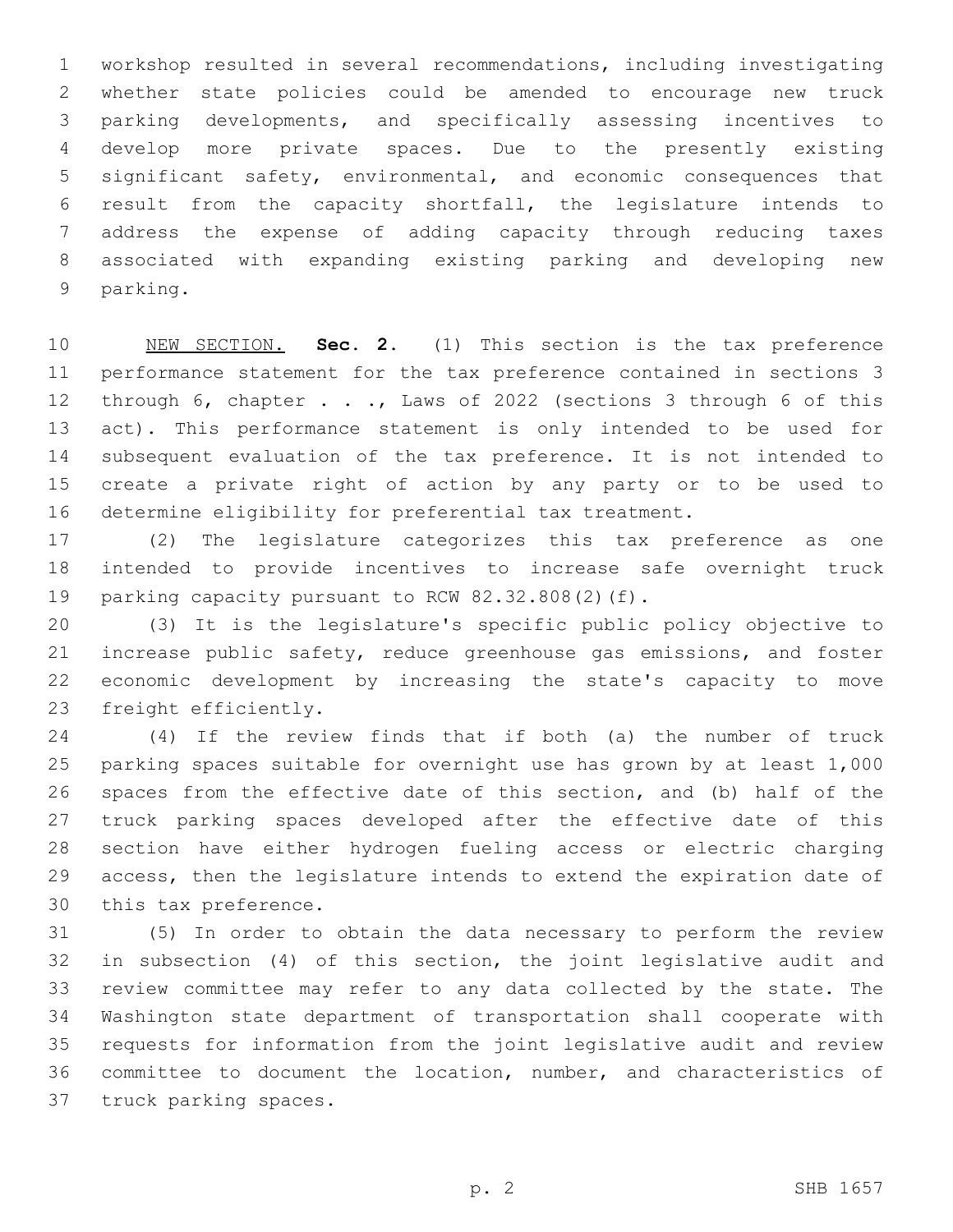workshop resulted in several recommendations, including investigating whether state policies could be amended to encourage new truck parking developments, and specifically assessing incentives to develop more private spaces. Due to the presently existing significant safety, environmental, and economic consequences that result from the capacity shortfall, the legislature intends to address the expense of adding capacity through reducing taxes associated with expanding existing parking and developing new parking.

NEW SECTION. **Sec. 2.** (1) This section is the tax preference performance statement for the tax preference contained in sections 3 through 6, chapter . . ., Laws of 2022 (sections 3 through 6 of this act). This performance statement is only intended to be used for subsequent evaluation of the tax preference. It is not intended to create a private right of action by any party or to be used to determine eligibility for preferential tax treatment.

(2) The legislature categorizes this tax preference as one intended to provide incentives to increase safe overnight truck parking capacity pursuant to RCW 82.32.808(2)(f).

(3) It is the legislature's specific public policy objective to increase public safety, reduce greenhouse gas emissions, and foster economic development by increasing the state's capacity to move freight efficiently.

(4) If the review finds that if both (a) the number of truck parking spaces suitable for overnight use has grown by at least 1,000 spaces from the effective date of this section, and (b) half of the truck parking spaces developed after the effective date of this section have either hydrogen fueling access or electric charging access, then the legislature intends to extend the expiration date of this tax preference.

(5) In order to obtain the data necessary to perform the review in subsection (4) of this section, the joint legislative audit and review committee may refer to any data collected by the state. The Washington state department of transportation shall cooperate with requests for information from the joint legislative audit and review committee to document the location, number, and characteristics of truck parking spaces.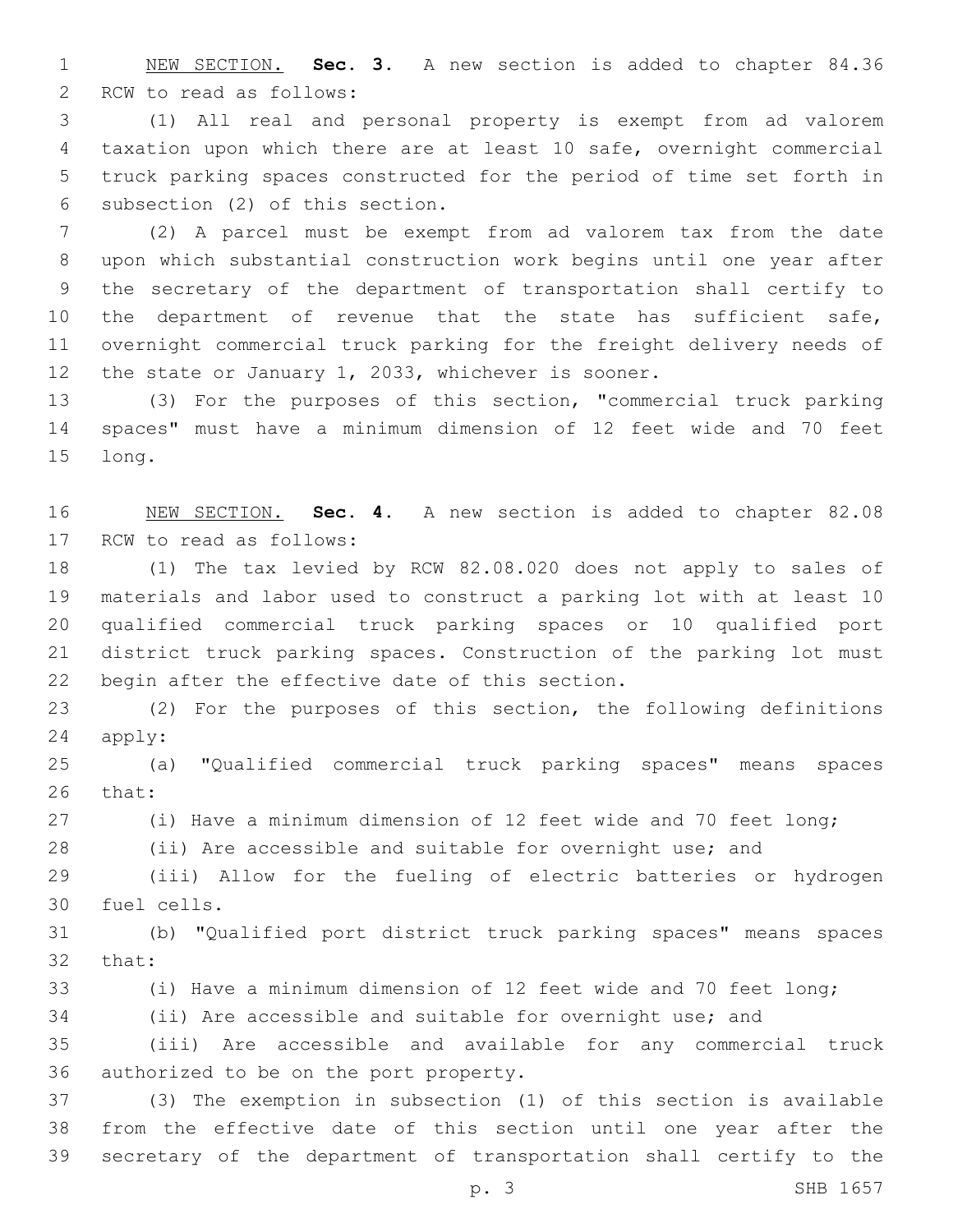NEW SECTION. **Sec. 3.** A new section is added to chapter 84.36 RCW to read as follows:

(1) All real and personal property is exempt from ad valorem taxation upon which there are at least 10 safe, overnight commercial truck parking spaces constructed for the period of time set forth in subsection (2) of this section.

(2) A parcel must be exempt from ad valorem tax from the date upon which substantial construction work begins until one year after the secretary of the department of transportation shall certify to the department of revenue that the state has sufficient safe, overnight commercial truck parking for the freight delivery needs of the state or January 1, 2033, whichever is sooner.

(3) For the purposes of this section, "commercial truck parking spaces" must have a minimum dimension of 12 feet wide and 70 feet long.

NEW SECTION. **Sec. 4.** A new section is added to chapter 82.08 RCW to read as follows:

(1) The tax levied by RCW 82.08.020 does not apply to sales of materials and labor used to construct a parking lot with at least 10 qualified commercial truck parking spaces or 10 qualified port district truck parking spaces. Construction of the parking lot must begin after the effective date of this section.

(2) For the purposes of this section, the following definitions apply:

(a) "Qualified commercial truck parking spaces" means spaces that:

(i) Have a minimum dimension of 12 feet wide and 70 feet long;

(ii) Are accessible and suitable for overnight use; and

(iii) Allow for the fueling of electric batteries or hydrogen fuel cells.

(b) "Qualified port district truck parking spaces" means spaces that:

(i) Have a minimum dimension of 12 feet wide and 70 feet long;

(ii) Are accessible and suitable for overnight use; and

(iii) Are accessible and available for any commercial truck authorized to be on the port property.

(3) The exemption in subsection (1) of this section is available from the effective date of this section until one year after the secretary of the department of transportation shall certify to the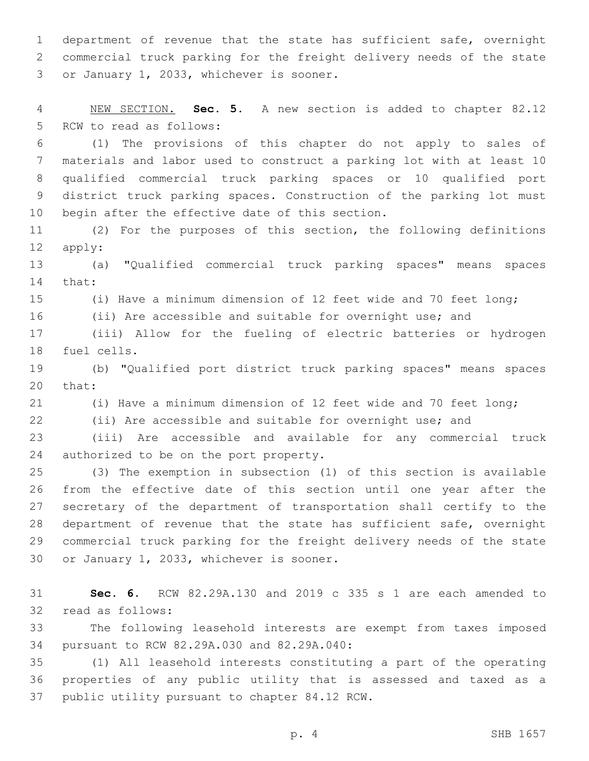department of revenue that the state has sufficient safe, overnight commercial truck parking for the freight delivery needs of the state or January 1, 2033, whichever is sooner.

NEW SECTION. **Sec. 5.** A new section is added to chapter 82.12 RCW to read as follows:

(1) The provisions of this chapter do not apply to sales of materials and labor used to construct a parking lot with at least 10 qualified commercial truck parking spaces or 10 qualified port district truck parking spaces. Construction of the parking lot must begin after the effective date of this section.

(2) For the purposes of this section, the following definitions apply:

(a) "Qualified commercial truck parking spaces" means spaces that:

(i) Have a minimum dimension of 12 feet wide and 70 feet long;

(ii) Are accessible and suitable for overnight use; and

(iii) Allow for the fueling of electric batteries or hydrogen fuel cells.

(b) "Qualified port district truck parking spaces" means spaces that:

(i) Have a minimum dimension of 12 feet wide and 70 feet long;

(ii) Are accessible and suitable for overnight use; and

(iii) Are accessible and available for any commercial truck authorized to be on the port property.

(3) The exemption in subsection (1) of this section is available from the effective date of this section until one year after the secretary of the department of transportation shall certify to the department of revenue that the state has sufficient safe, overnight commercial truck parking for the freight delivery needs of the state or January 1, 2033, whichever is sooner.

**Sec. 6.** RCW 82.29A.130 and 2019 c 335 s 1 are each amended to read as follows:

The following leasehold interests are exempt from taxes imposed pursuant to RCW 82.29A.030 and 82.29A.040:

(1) All leasehold interests constituting a part of the operating properties of any public utility that is assessed and taxed as a public utility pursuant to chapter 84.12 RCW.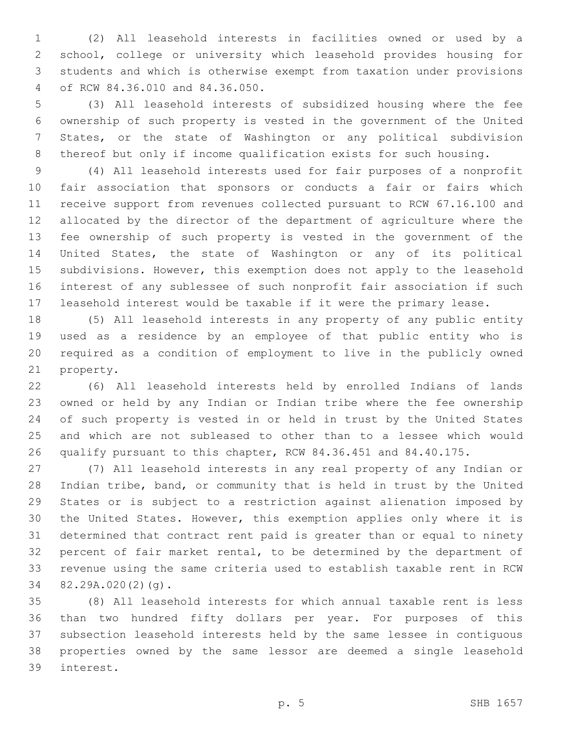(2) All leasehold interests in facilities owned or used by a school, college or university which leasehold provides housing for students and which is otherwise exempt from taxation under provisions of RCW 84.36.010 and 84.36.050.

(3) All leasehold interests of subsidized housing where the fee ownership of such property is vested in the government of the United States, or the state of Washington or any political subdivision thereof but only if income qualification exists for such housing.

(4) All leasehold interests used for fair purposes of a nonprofit fair association that sponsors or conducts a fair or fairs which receive support from revenues collected pursuant to RCW 67.16.100 and allocated by the director of the department of agriculture where the fee ownership of such property is vested in the government of the United States, the state of Washington or any of its political subdivisions. However, this exemption does not apply to the leasehold interest of any sublessee of such nonprofit fair association if such leasehold interest would be taxable if it were the primary lease.

(5) All leasehold interests in any property of any public entity used as a residence by an employee of that public entity who is required as a condition of employment to live in the publicly owned property.

(6) All leasehold interests held by enrolled Indians of lands owned or held by any Indian or Indian tribe where the fee ownership of such property is vested in or held in trust by the United States and which are not subleased to other than to a lessee which would qualify pursuant to this chapter, RCW 84.36.451 and 84.40.175.

(7) All leasehold interests in any real property of any Indian or Indian tribe, band, or community that is held in trust by the United States or is subject to a restriction against alienation imposed by the United States. However, this exemption applies only where it is determined that contract rent paid is greater than or equal to ninety percent of fair market rental, to be determined by the department of revenue using the same criteria used to establish taxable rent in RCW 82.29A.020(2)(g).

(8) All leasehold interests for which annual taxable rent is less than two hundred fifty dollars per year. For purposes of this subsection leasehold interests held by the same lessee in contiguous properties owned by the same lessor are deemed a single leasehold interest.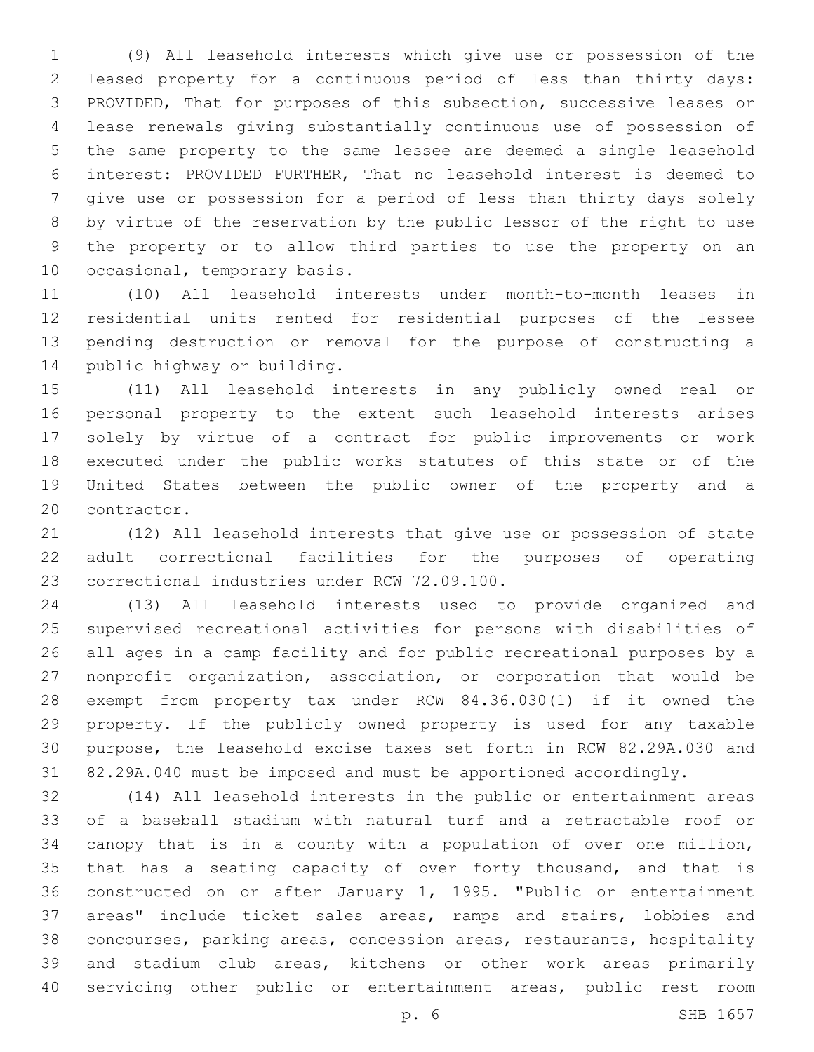(9) All leasehold interests which give use or possession of the leased property for a continuous period of less than thirty days: PROVIDED, That for purposes of this subsection, successive leases or lease renewals giving substantially continuous use of possession of the same property to the same lessee are deemed a single leasehold interest: PROVIDED FURTHER, That no leasehold interest is deemed to give use or possession for a period of less than thirty days solely by virtue of the reservation by the public lessor of the right to use the property or to allow third parties to use the property on an occasional, temporary basis.

(10) All leasehold interests under month-to-month leases in residential units rented for residential purposes of the lessee pending destruction or removal for the purpose of constructing a public highway or building.

(11) All leasehold interests in any publicly owned real or personal property to the extent such leasehold interests arises solely by virtue of a contract for public improvements or work executed under the public works statutes of this state or of the United States between the public owner of the property and a contractor.

(12) All leasehold interests that give use or possession of state adult correctional facilities for the purposes of operating correctional industries under RCW 72.09.100.

(13) All leasehold interests used to provide organized and supervised recreational activities for persons with disabilities of all ages in a camp facility and for public recreational purposes by a nonprofit organization, association, or corporation that would be exempt from property tax under RCW 84.36.030(1) if it owned the property. If the publicly owned property is used for any taxable purpose, the leasehold excise taxes set forth in RCW 82.29A.030 and 82.29A.040 must be imposed and must be apportioned accordingly.

(14) All leasehold interests in the public or entertainment areas of a baseball stadium with natural turf and a retractable roof or canopy that is in a county with a population of over one million, that has a seating capacity of over forty thousand, and that is constructed on or after January 1, 1995. "Public or entertainment areas" include ticket sales areas, ramps and stairs, lobbies and concourses, parking areas, concession areas, restaurants, hospitality and stadium club areas, kitchens or other work areas primarily servicing other public or entertainment areas, public rest room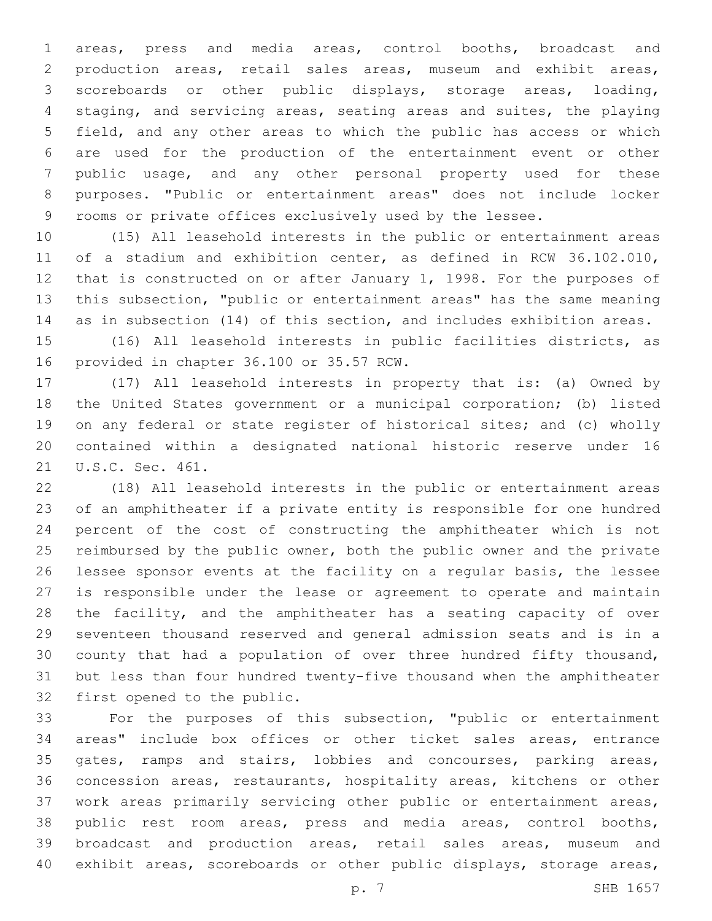areas, press and media areas, control booths, broadcast and production areas, retail sales areas, museum and exhibit areas, scoreboards or other public displays, storage areas, loading, staging, and servicing areas, seating areas and suites, the playing field, and any other areas to which the public has access or which are used for the production of the entertainment event or other public usage, and any other personal property used for these purposes. "Public or entertainment areas" does not include locker rooms or private offices exclusively used by the lessee.

(15) All leasehold interests in the public or entertainment areas of a stadium and exhibition center, as defined in RCW 36.102.010, that is constructed on or after January 1, 1998. For the purposes of this subsection, "public or entertainment areas" has the same meaning as in subsection (14) of this section, and includes exhibition areas.

(16) All leasehold interests in public facilities districts, as provided in chapter 36.100 or 35.57 RCW.

(17) All leasehold interests in property that is: (a) Owned by the United States government or a municipal corporation; (b) listed on any federal or state register of historical sites; and (c) wholly contained within a designated national historic reserve under 16 U.S.C. Sec. 461.

(18) All leasehold interests in the public or entertainment areas of an amphitheater if a private entity is responsible for one hundred percent of the cost of constructing the amphitheater which is not reimbursed by the public owner, both the public owner and the private lessee sponsor events at the facility on a regular basis, the lessee is responsible under the lease or agreement to operate and maintain the facility, and the amphitheater has a seating capacity of over seventeen thousand reserved and general admission seats and is in a county that had a population of over three hundred fifty thousand, but less than four hundred twenty-five thousand when the amphitheater first opened to the public.

For the purposes of this subsection, "public or entertainment areas" include box offices or other ticket sales areas, entrance gates, ramps and stairs, lobbies and concourses, parking areas, concession areas, restaurants, hospitality areas, kitchens or other work areas primarily servicing other public or entertainment areas, public rest room areas, press and media areas, control booths, broadcast and production areas, retail sales areas, museum and exhibit areas, scoreboards or other public displays, storage areas,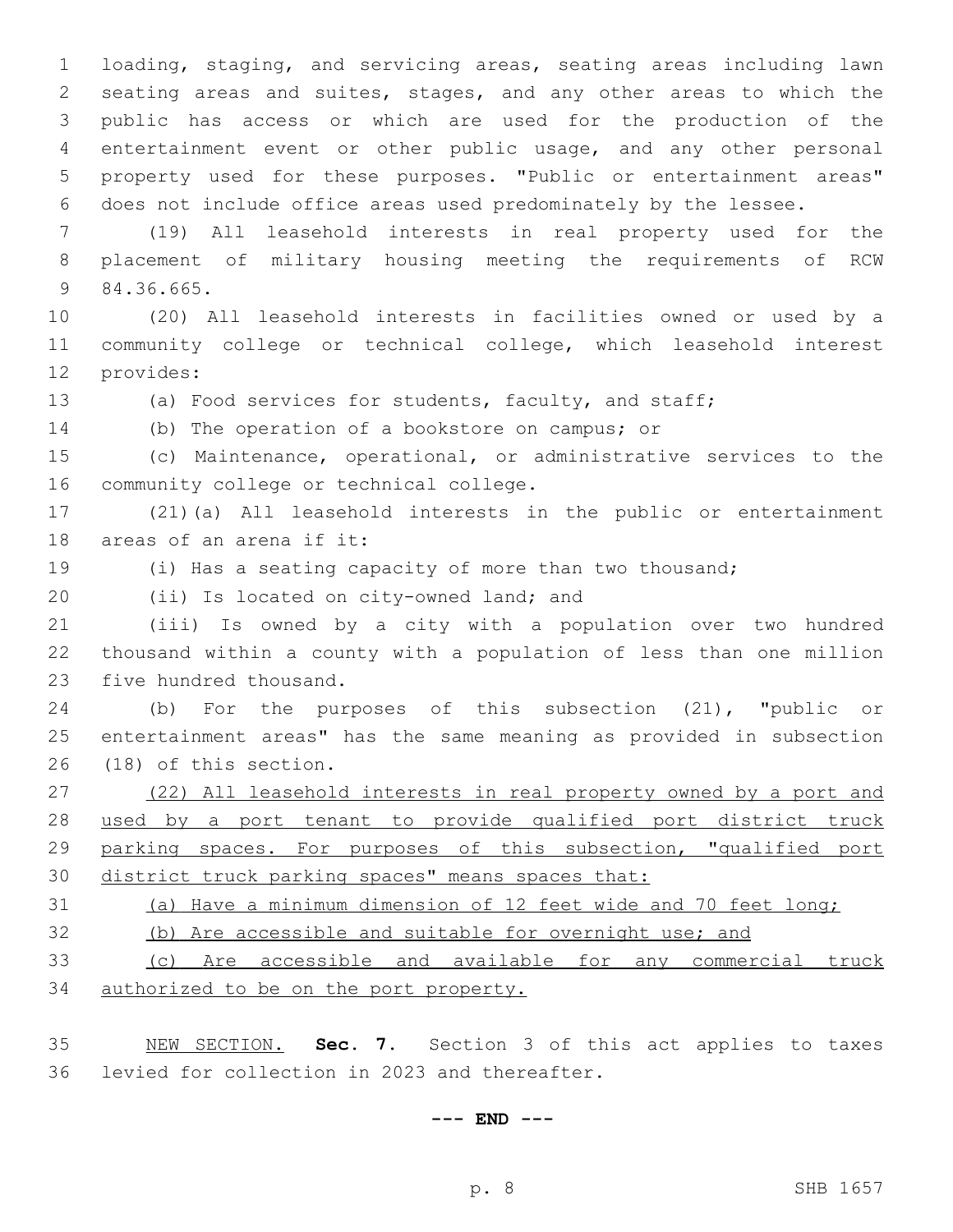loading, staging, and servicing areas, seating areas including lawn seating areas and suites, stages, and any other areas to which the public has access or which are used for the production of the entertainment event or other public usage, and any other personal property used for these purposes. "Public or entertainment areas" does not include office areas used predominately by the lessee.

(19) All leasehold interests in real property used for the placement of military housing meeting the requirements of RCW 84.36.665.

(20) All leasehold interests in facilities owned or used by a community college or technical college, which leasehold interest provides:

(a) Food services for students, faculty, and staff;

(b) The operation of a bookstore on campus; or

(c) Maintenance, operational, or administrative services to the community college or technical college.

(21)(a) All leasehold interests in the public or entertainment areas of an arena if it:

(i) Has a seating capacity of more than two thousand;

(ii) Is located on city-owned land; and

(iii) Is owned by a city with a population over two hundred thousand within a county with a population of less than one million five hundred thousand.

(b) For the purposes of this subsection (21), "public or entertainment areas" has the same meaning as provided in subsection (18) of this section.

<u>(22) All leasehold interests in real property owned by a port and used by a port tenant to provide qualified port district truck parking spaces. For purposes of this subsection, "qualified port district truck parking spaces" means spaces that:</u>

<u>(a) Have a minimum dimension of 12 feet wide and 70 feet long;</u>

<u>(b) Are accessible and suitable for overnight use; and</u>

<u>(c) Are accessible and available for any commercial truck authorized to be on the port property.</u>

<u>NEW SECTION.</u> **Sec. 7.** Section 3 of this act applies to taxes levied for collection in 2023 and thereafter.

**--- END ---**